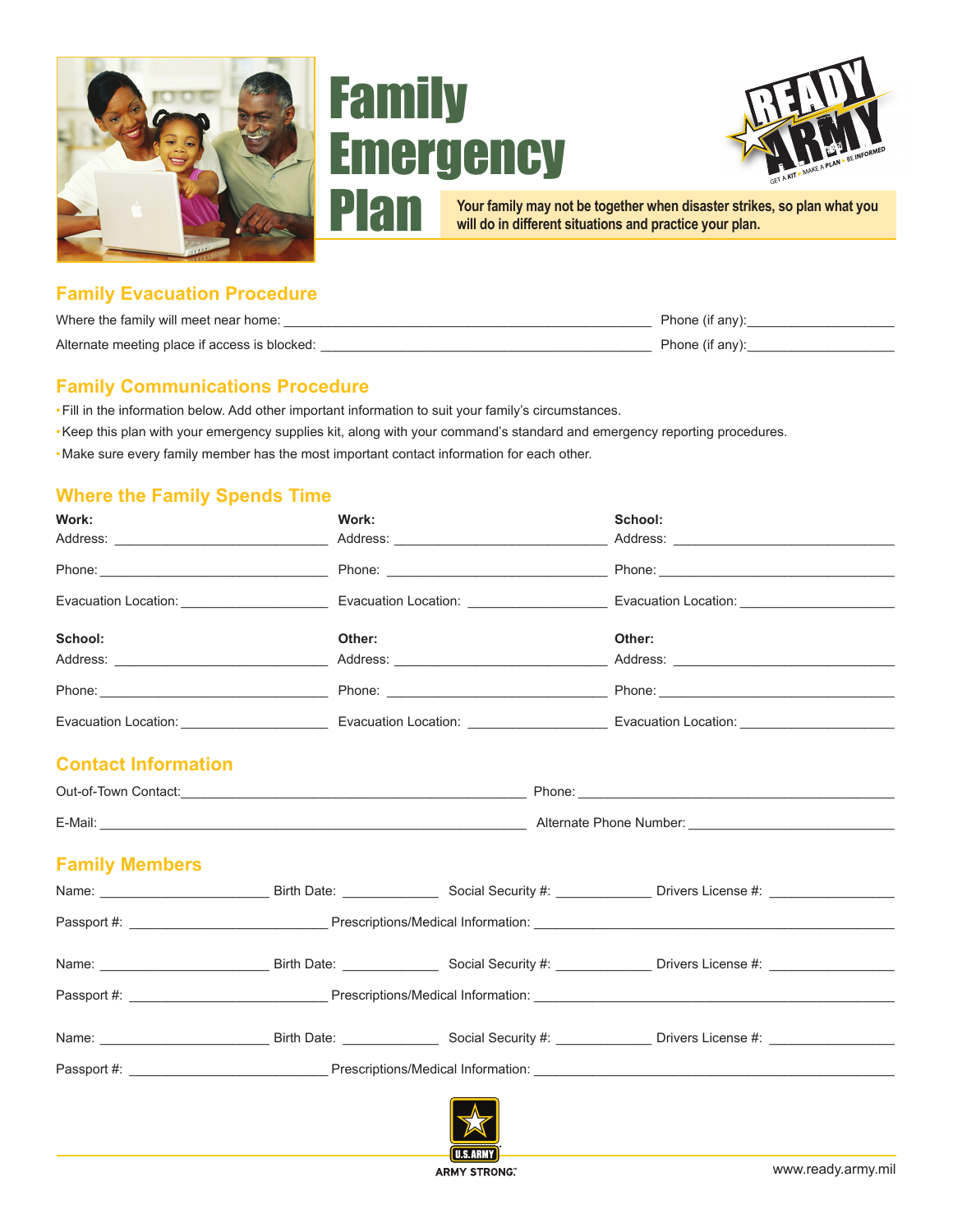# Family Emergency Plan

READY ARMY — GET A KIT • MAKE A PLAN • BE INFORMED

**Your family may not be together when disaster strikes, so plan what you will do in different situations and practice your plan.**

## Family Evacuation Procedure

Where the family will meet near home: ______________________________ Phone (if any): ______________

Alternate meeting place if access is blocked: ______________________________ Phone (if any): ______________

## Family Communications Procedure

- Fill in the information below. Add other important information to suit your family's circumstances.
- Keep this plan with your emergency supplies kit, along with your command's standard and emergency reporting procedures.
- Make sure every family member has the most important contact information for each other.

## Where the Family Spends Time

| **Work:** | **Work:** | **School:** |
|---|---|---|
| Address: ______________ | Address: ______________ | Address: ______________ |
| Phone: ______________ | Phone: ______________ | Phone: ______________ |
| Evacuation Location: ______________ | Evacuation Location: ______________ | Evacuation Location: ______________ |
| **School:** | **Other:** | **Other:** |
| Address: ______________ | Address: ______________ | Address: ______________ |
| Phone: ______________ | Phone: ______________ | Phone: ______________ |
| Evacuation Location: ______________ | Evacuation Location: ______________ | Evacuation Location: ______________ |

## Contact Information

Out-of-Town Contact: ______________________________ Phone: ______________________________

E-Mail: ______________________________ Alternate Phone Number: ______________________________

## Family Members

Name: ______________ Birth Date: __________ Social Security #: __________ Drivers License #: __________

Passport #: ______________ Prescriptions/Medical Information: ______________________________

Name: ______________ Birth Date: __________ Social Security #: __________ Drivers License #: __________

Passport #: ______________ Prescriptions/Medical Information: ______________________________

Name: ______________ Birth Date: __________ Social Security #: __________ Drivers License #: __________

Passport #: ______________ Prescriptions/Medical Information: ______________________________

U.S. ARMY
ARMY STRONG.

www.ready.army.mil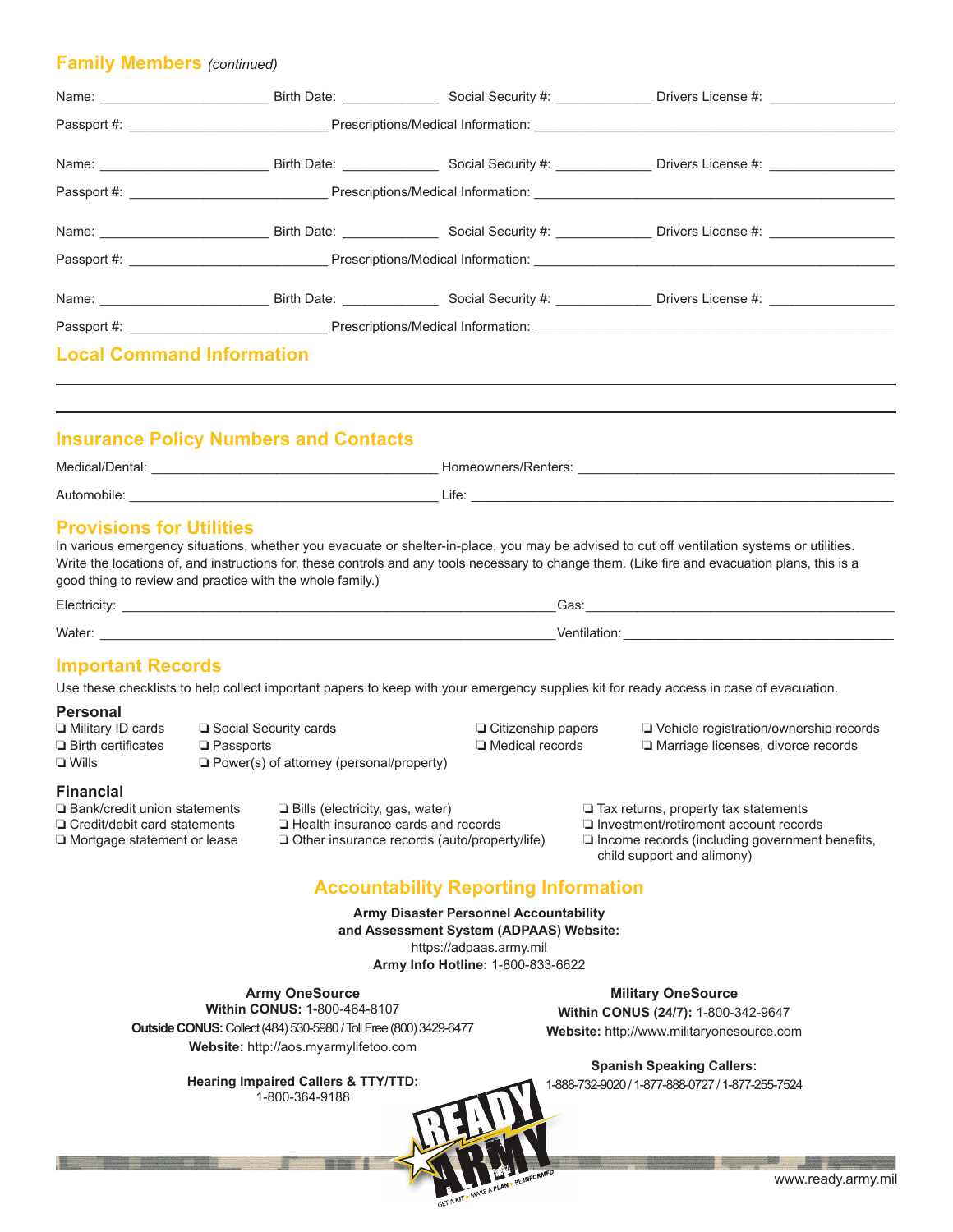## Family Members *(continued)*

Name: ______________________ Birth Date: _____________ Social Security #: _____________ Drivers License #: _________________

Passport #: ___________________________ Prescriptions/Medical Information: __________________________________________________

Name: ______________________ Birth Date: _____________ Social Security #: _____________ Drivers License #: _________________

Passport #: ___________________________ Prescriptions/Medical Information: __________________________________________________

Name: ______________________ Birth Date: _____________ Social Security #: _____________ Drivers License #: _________________

Passport #: ___________________________ Prescriptions/Medical Information: __________________________________________________

Name: ______________________ Birth Date: _____________ Social Security #: _____________ Drivers License #: _________________

Passport #: ___________________________ Prescriptions/Medical Information: __________________________________________________

## Local Command Information

______________________________________________________________________________________________

______________________________________________________________________________________________

## Insurance Policy Numbers and Contacts

Medical/Dental: _______________________________________ Homeowners/Renters: ___________________________________________

Automobile: __________________________________________ Life: ___________________________________________________________

## Provisions for Utilities

In various emergency situations, whether you evacuate or shelter-in-place, you may be advised to cut off ventilation systems or utilities. Write the locations of, and instructions for, these controls and any tools necessary to change them. (Like fire and evacuation plans, this is a good thing to review and practice with the whole family.)

Electricity: ____________________________________________________________ Gas: ___________________________________________

Water: ________________________________________________________________ Ventilation: ____________________________________

## Important Records

Use these checklists to help collect important papers to keep with your emergency supplies kit for ready access in case of evacuation.

### Personal

- ❑ Military ID cards
- ❑ Birth certificates
- ❑ Wills
- ❑ Social Security cards
- ❑ Passports
- ❑ Power(s) of attorney (personal/property)
- ❑ Citizenship papers
- ❑ Medical records
- ❑ Vehicle registration/ownership records
- ❑ Marriage licenses, divorce records

### Financial

- ❑ Bank/credit union statements
- ❑ Credit/debit card statements
- ❑ Mortgage statement or lease
- ❑ Bills (electricity, gas, water)
- ❑ Health insurance cards and records
- ❑ Other insurance records (auto/property/life)
- ❑ Tax returns, property tax statements
- ❑ Investment/retirement account records
- ❑ Income records (including government benefits, child support and alimony)

## Accountability Reporting Information

**Army Disaster Personnel Accountability and Assessment System (ADPAAS) Website:**
https://adpaas.army.mil
**Army Info Hotline:** 1-800-833-6622

**Army OneSource**
**Within CONUS:** 1-800-464-8107
**Outside CONUS:** Collect (484) 530-5980 / Toll Free (800) 3429-6477
**Website:** http://aos.myarmylifetoo.com

**Hearing Impaired Callers & TTY/TTD:**
1-800-364-9188

**Military OneSource**
**Within CONUS (24/7):** 1-800-342-9647
**Website:** http://www.militaryonesource.com

**Spanish Speaking Callers:**
1-888-732-9020 / 1-877-888-0727 / 1-877-255-7524

READY ARMY
GET A KIT • MAKE A PLAN • BE INFORMED

www.ready.army.mil